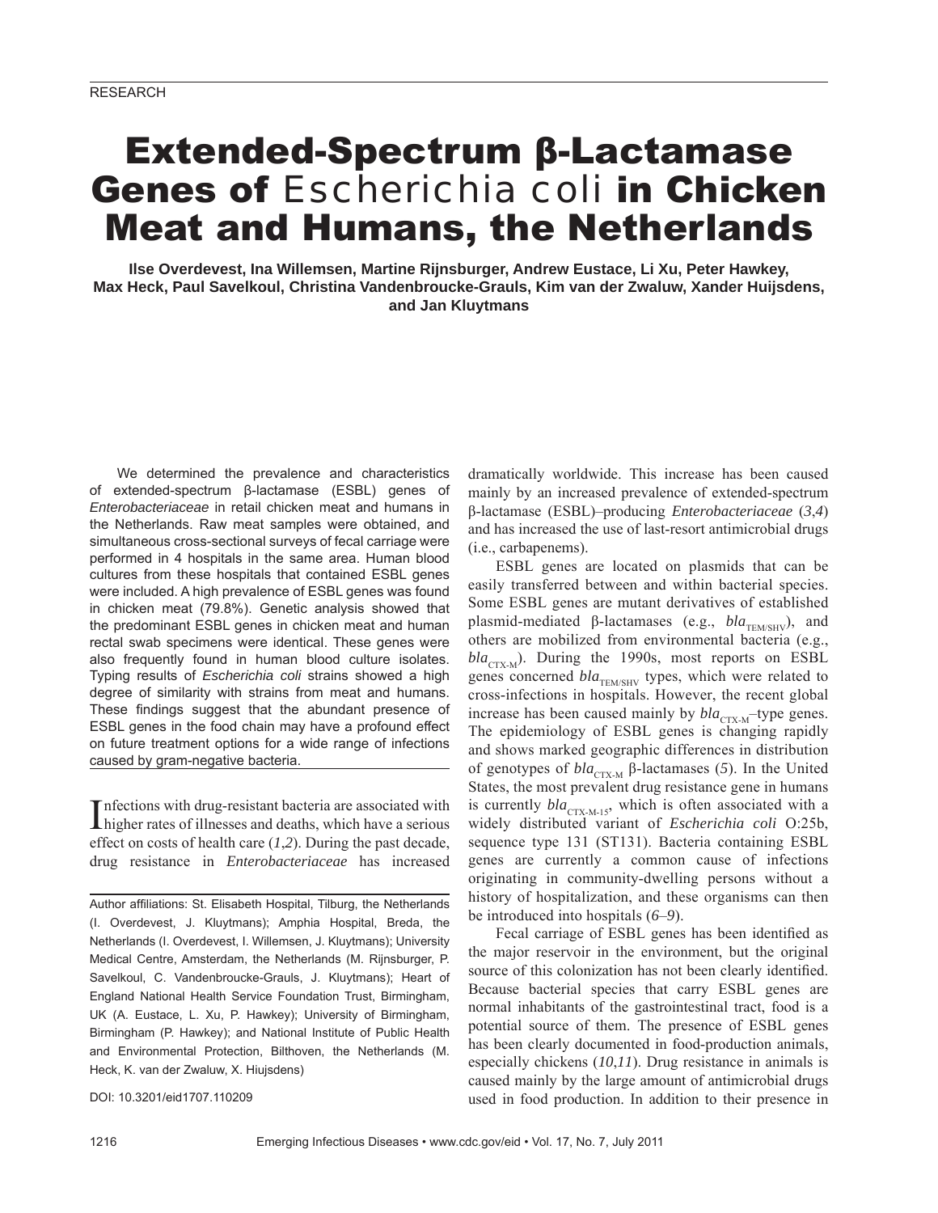RESEARCH

# Extended-Spectrum β-Lactamase Genes of *Escherichia coli* in Chicken Meat and Humans, the Netherlands

**Ilse Overdevest, Ina Willemsen, Martine Rijnsburger, Andrew Eustace, Li Xu, Peter Hawkey, Max Heck, Paul Savelkoul, Christina Vandenbroucke-Grauls, Kim van der Zwaluw, Xander Huijsdens, and Jan Kluytmans**

We determined the prevalence and characteristics of extended-spectrum β-lactamase (ESBL) genes of *Enterobacteriaceae* in retail chicken meat and humans in the Netherlands. Raw meat samples were obtained, and simultaneous cross-sectional surveys of fecal carriage were performed in 4 hospitals in the same area. Human blood cultures from these hospitals that contained ESBL genes were included. A high prevalence of ESBL genes was found in chicken meat (79.8%). Genetic analysis showed that the predominant ESBL genes in chicken meat and human rectal swab specimens were identical. These genes were also frequently found in human blood culture isolates. Typing results of *Escherichia coli* strains showed a high degree of similarity with strains from meat and humans. These findings suggest that the abundant presence of ESBL genes in the food chain may have a profound effect on future treatment options for a wide range of infections caused by gram-negative bacteria.

Infections with drug-resistant bacteria are associated with higher rates of illnesses and deaths, which have a serious effect on costs of health care (*1*,*2*). During the past decade, drug resistance in *Enterobacteriaceae* has increased dramatically worldwide. This increase has been caused mainly by an increased prevalence of extended-spectrum β-lactamase (ESBL)–producing *Enterobacteriaceae* (*3*,*4*) and has increased the use of last-resort antimicrobial drugs (i.e., carbapenems).

ESBL genes are located on plasmids that can be easily transferred between and within bacterial species. Some ESBL genes are mutant derivatives of established plasmid-mediated β-lactamases (e.g., $bla_{TEM/SHV}$), and others are mobilized from environmental bacteria (e.g., $bla_{CTX-M}$). During the 1990s, most reports on ESBL genes concerned $bla_{TEM/SHV}$ types, which were related to cross-infections in hospitals. However, the recent global increase has been caused mainly by $bla_{CTX-M}$–type genes. The epidemiology of ESBL genes is changing rapidly and shows marked geographic differences in distribution of genotypes of $bla_{CTX-M}$ β-lactamases (*5*). In the United States, the most prevalent drug resistance gene in humans is currently $bla_{CTX-M-15}$, which is often associated with a widely distributed variant of *Escherichia coli* O:25b, sequence type 131 (ST131). Bacteria containing ESBL genes are currently a common cause of infections originating in community-dwelling persons without a history of hospitalization, and these organisms can then be introduced into hospitals (*6*–*9*).

Fecal carriage of ESBL genes has been identified as the major reservoir in the environment, but the original source of this colonization has not been clearly identified. Because bacterial species that carry ESBL genes are normal inhabitants of the gastrointestinal tract, food is a potential source of them. The presence of ESBL genes has been clearly documented in food-production animals, especially chickens (*10*,*11*). Drug resistance in animals is caused mainly by the large amount of antimicrobial drugs used in food production. In addition to their presence in

Author affiliations: St. Elisabeth Hospital, Tilburg, the Netherlands (I. Overdevest, J. Kluytmans); Amphia Hospital, Breda, the Netherlands (I. Overdevest, I. Willemsen, J. Kluytmans); University Medical Centre, Amsterdam, the Netherlands (M. Rijnsburger, P. Savelkoul, C. Vandenbroucke-Grauls, J. Kluytmans); Heart of England National Health Service Foundation Trust, Birmingham, UK (A. Eustace, L. Xu, P. Hawkey); University of Birmingham, Birmingham (P. Hawkey); and National Institute of Public Health and Environmental Protection, Bilthoven, the Netherlands (M. Heck, K. van der Zwaluw, X. Hiujsdens)

DOI: 10.3201/eid1707.110209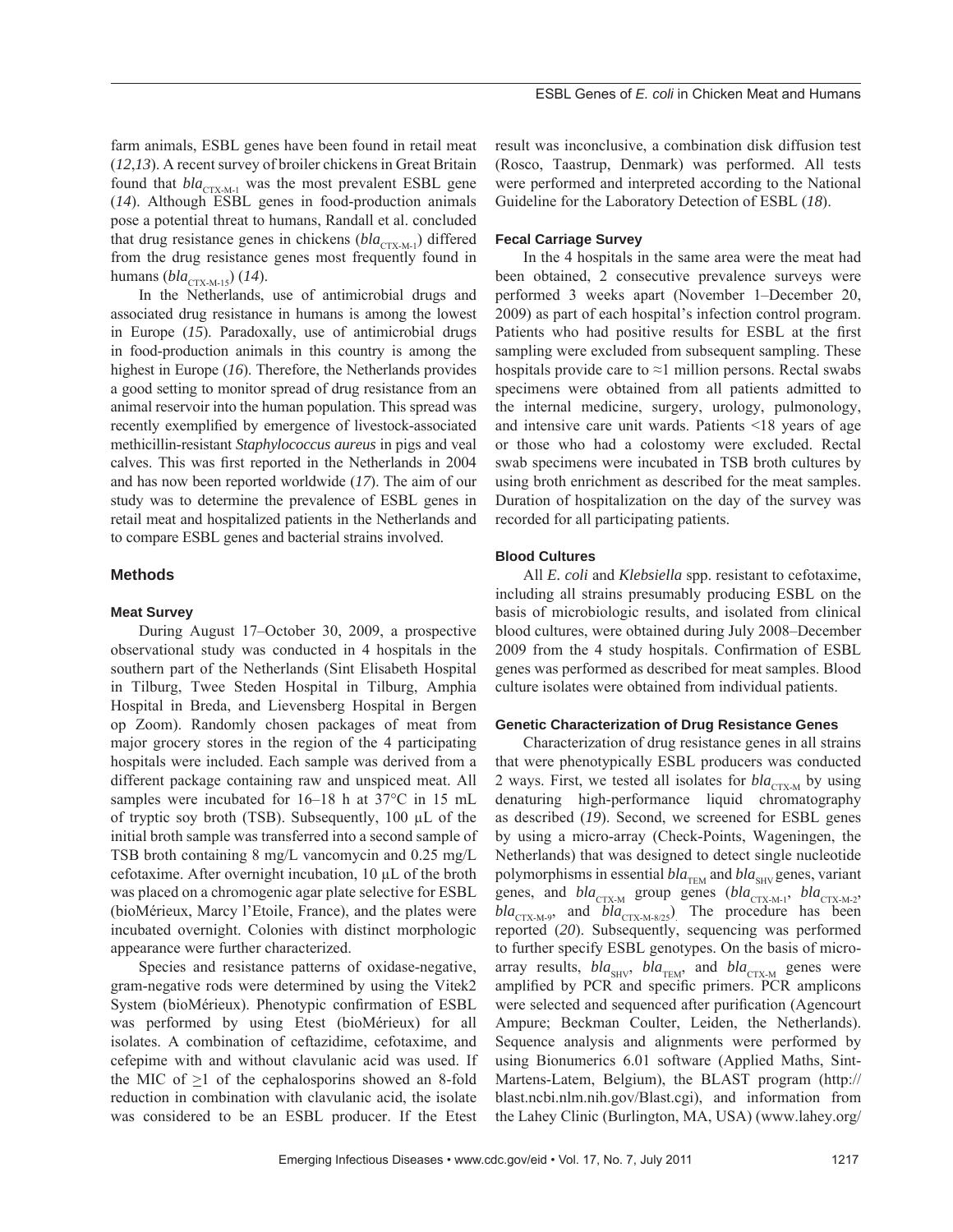farm animals, ESBL genes have been found in retail meat (*12*,*13*). A recent survey of broiler chickens in Great Britain found that $bla_{CTX-M-1}$ was the most prevalent ESBL gene (*14*). Although ESBL genes in food-production animals pose a potential threat to humans, Randall et al. concluded that drug resistance genes in chickens ($bla_{CTX-M-1}$) differed from the drug resistance genes most frequently found in humans ($bla_{CTX-M-15}$) (*14*).

In the Netherlands, use of antimicrobial drugs and associated drug resistance in humans is among the lowest in Europe (*15*). Paradoxally, use of antimicrobial drugs in food-production animals in this country is among the highest in Europe (*16*). Therefore, the Netherlands provides a good setting to monitor spread of drug resistance from an animal reservoir into the human population. This spread was recently exemplified by emergence of livestock-associated methicillin-resistant *Staphylococcus aureus* in pigs and veal calves. This was first reported in the Netherlands in 2004 and has now been reported worldwide (*17*). The aim of our study was to determine the prevalence of ESBL genes in retail meat and hospitalized patients in the Netherlands and to compare ESBL genes and bacterial strains involved.

## Methods

### Meat Survey

During August 17–October 30, 2009, a prospective observational study was conducted in 4 hospitals in the southern part of the Netherlands (Sint Elisabeth Hospital in Tilburg, Twee Steden Hospital in Tilburg, Amphia Hospital in Breda, and Lievensberg Hospital in Bergen op Zoom). Randomly chosen packages of meat from major grocery stores in the region of the 4 participating hospitals were included. Each sample was derived from a different package containing raw and unspiced meat. All samples were incubated for 16–18 h at 37°C in 15 mL of tryptic soy broth (TSB). Subsequently, 100 µL of the initial broth sample was transferred into a second sample of TSB broth containing 8 mg/L vancomycin and 0.25 mg/L cefotaxime. After overnight incubation, 10 µL of the broth was placed on a chromogenic agar plate selective for ESBL (bioMérieux, Marcy l'Etoile, France), and the plates were incubated overnight. Colonies with distinct morphologic appearance were further characterized.

Species and resistance patterns of oxidase-negative, gram-negative rods were determined by using the Vitek2 System (bioMérieux). Phenotypic confirmation of ESBL was performed by using Etest (bioMérieux) for all isolates. A combination of ceftazidime, cefotaxime, and cefepime with and without clavulanic acid was used. If the MIC of $\geq$1 of the cephalosporins showed an 8-fold reduction in combination with clavulanic acid, the isolate was considered to be an ESBL producer. If the Etest result was inconclusive, a combination disk diffusion test (Rosco, Taastrup, Denmark) was performed. All tests were performed and interpreted according to the National Guideline for the Laboratory Detection of ESBL (*18*).

### Fecal Carriage Survey

In the 4 hospitals in the same area were the meat had been obtained, 2 consecutive prevalence surveys were performed 3 weeks apart (November 1–December 20, 2009) as part of each hospital's infection control program. Patients who had positive results for ESBL at the first sampling were excluded from subsequent sampling. These hospitals provide care to ≈1 million persons. Rectal swabs specimens were obtained from all patients admitted to the internal medicine, surgery, urology, pulmonology, and intensive care unit wards. Patients <18 years of age or those who had a colostomy were excluded. Rectal swab specimens were incubated in TSB broth cultures by using broth enrichment as described for the meat samples. Duration of hospitalization on the day of the survey was recorded for all participating patients.

### Blood Cultures

All *E. coli* and *Klebsiella* spp. resistant to cefotaxime, including all strains presumably producing ESBL on the basis of microbiologic results, and isolated from clinical blood cultures, were obtained during July 2008–December 2009 from the 4 study hospitals. Confirmation of ESBL genes was performed as described for meat samples. Blood culture isolates were obtained from individual patients.

### Genetic Characterization of Drug Resistance Genes

Characterization of drug resistance genes in all strains that were phenotypically ESBL producers was conducted 2 ways. First, we tested all isolates for $bla_{CTX-M}$ by using denaturing high-performance liquid chromatography as described (*19*). Second, we screened for ESBL genes by using a micro-array (Check-Points, Wageningen, the Netherlands) that was designed to detect single nucleotide polymorphisms in essential $bla_{TEM}$ and $bla_{SHV}$ genes, variant genes, and $bla_{CTX-M}$ group genes ($bla_{CTX-M-1}$, $bla_{CTX-M-2}$, $bla_{CTX-M-9}$, and $bla_{CTX-M-8/25}$). The procedure has been reported (*20*). Subsequently, sequencing was performed to further specify ESBL genotypes. On the basis of micro-array results, $bla_{SHV}$, $bla_{TEM}$, and $bla_{CTX-M}$ genes were amplified by PCR and specific primers. PCR amplicons were selected and sequenced after purification (Agencourt Ampure; Beckman Coulter, Leiden, the Netherlands). Sequence analysis and alignments were performed by using Bionumerics 6.01 software (Applied Maths, Sint-Martens-Latem, Belgium), the BLAST program (http://blast.ncbi.nlm.nih.gov/Blast.cgi), and information from the Lahey Clinic (Burlington, MA, USA) (www.lahey.org/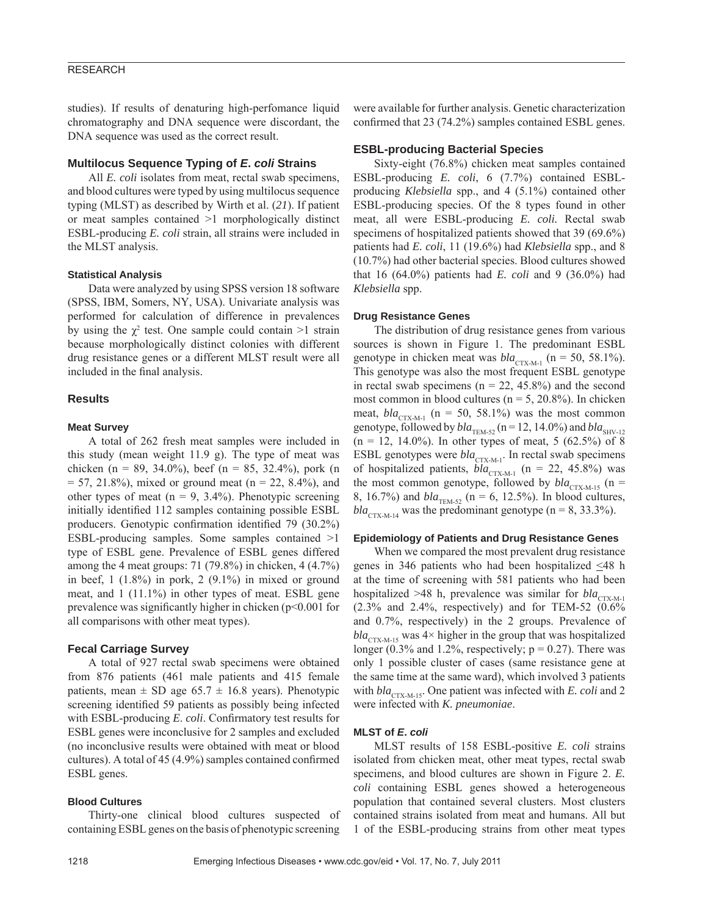studies). If results of denaturing high-perfomance liquid chromatography and DNA sequence were discordant, the DNA sequence was used as the correct result.

### Multilocus Sequence Typing of *E. coli* Strains

All *E. coli* isolates from meat, rectal swab specimens, and blood cultures were typed by using multilocus sequence typing (MLST) as described by Wirth et al. (*21*). If patient or meat samples contained >1 morphologically distinct ESBL-producing *E. coli* strain, all strains were included in the MLST analysis.

#### Statistical Analysis

Data were analyzed by using SPSS version 18 software (SPSS, IBM, Somers, NY, USA). Univariate analysis was performed for calculation of difference in prevalences by using the $\chi^2$ test. One sample could contain >1 strain because morphologically distinct colonies with different drug resistance genes or a different MLST result were all included in the final analysis.

## Results

#### Meat Survey

A total of 262 fresh meat samples were included in this study (mean weight 11.9 g). The type of meat was chicken (n = 89, 34.0%), beef (n = 85, 32.4%), pork (n = 57, 21.8%), mixed or ground meat (n = 22, 8.4%), and other types of meat (n = 9, 3.4%). Phenotypic screening initially identified 112 samples containing possible ESBL producers. Genotypic confirmation identified 79 (30.2%) ESBL-producing samples. Some samples contained >1 type of ESBL gene. Prevalence of ESBL genes differed among the 4 meat groups: 71 (79.8%) in chicken, 4 (4.7%) in beef, 1 (1.8%) in pork, 2 (9.1%) in mixed or ground meat, and 1 (11.1%) in other types of meat. ESBL gene prevalence was significantly higher in chicken ($p<0.001$ for all comparisons with other meat types).

### Fecal Carriage Survey

A total of 927 rectal swab specimens were obtained from 876 patients (461 male patients and 415 female patients, mean ± SD age 65.7 ± 16.8 years). Phenotypic screening identified 59 patients as possibly being infected with ESBL-producing *E. coli*. Confirmatory test results for ESBL genes were inconclusive for 2 samples and excluded (no inconclusive results were obtained with meat or blood cultures). A total of 45 (4.9%) samples contained confirmed ESBL genes.

#### Blood Cultures

Thirty-one clinical blood cultures suspected of containing ESBL genes on the basis of phenotypic screening were available for further analysis. Genetic characterization confirmed that 23 (74.2%) samples contained ESBL genes.

### ESBL-producing Bacterial Species

Sixty-eight (76.8%) chicken meat samples contained ESBL-producing *E. coli*, 6 (7.7%) contained ESBL-producing *Klebsiella* spp., and 4 (5.1%) contained other ESBL-producing species. Of the 8 types found in other meat, all were ESBL-producing *E. coli.* Rectal swab specimens of hospitalized patients showed that 39 (69.6%) patients had *E. coli*, 11 (19.6%) had *Klebsiella* spp., and 8 (10.7%) had other bacterial species. Blood cultures showed that 16 (64.0%) patients had *E. coli* and 9 (36.0%) had *Klebsiella* spp.

#### Drug Resistance Genes

The distribution of drug resistance genes from various sources is shown in Figure 1. The predominant ESBL genotype in chicken meat was $bla_{CTX-M-1}$ (n = 50, 58.1%). This genotype was also the most frequent ESBL genotype in rectal swab specimens (n = 22, 45.8%) and the second most common in blood cultures (n = 5, 20.8%). In chicken meat, $bla_{CTX-M-1}$ (n = 50, 58.1%) was the most common genotype, followed by $bla_{TEM-52}$ (n = 12, 14.0%) and $bla_{SHV-12}$ (n = 12, 14.0%). In other types of meat, 5 (62.5%) of 8 ESBL genotypes were $bla_{CTX-M-1}$. In rectal swab specimens of hospitalized patients, $bla_{CTX-M-1}$ (n = 22, 45.8%) was the most common genotype, followed by $bla_{CTX-M-15}$ (n = 8, 16.7%) and $bla_{TEM-52}$ (n = 6, 12.5%). In blood cultures, $bla_{CTX-M-14}$ was the predominant genotype (n = 8, 33.3%).

#### Epidemiology of Patients and Drug Resistance Genes

When we compared the most prevalent drug resistance genes in 346 patients who had been hospitalized ≤48 h at the time of screening with 581 patients who had been hospitalized >48 h, prevalence was similar for $bla_{CTX-M-1}$ (2.3% and 2.4%, respectively) and for TEM-52 (0.6% and 0.7%, respectively) in the 2 groups. Prevalence of $bla_{CTX-M-15}$ was 4× higher in the group that was hospitalized longer (0.3% and 1.2%, respectively; $p = 0.27$). There was only 1 possible cluster of cases (same resistance gene at the same time at the same ward), which involved 3 patients with $bla_{CTX-M-15}$. One patient was infected with *E. coli* and 2 were infected with *K. pneumoniae*.

#### MLST of *E. coli*

MLST results of 158 ESBL-positive *E. coli* strains isolated from chicken meat, other meat types, rectal swab specimens, and blood cultures are shown in Figure 2. *E. coli* containing ESBL genes showed a heterogeneous population that contained several clusters. Most clusters contained strains isolated from meat and humans. All but 1 of the ESBL-producing strains from other meat types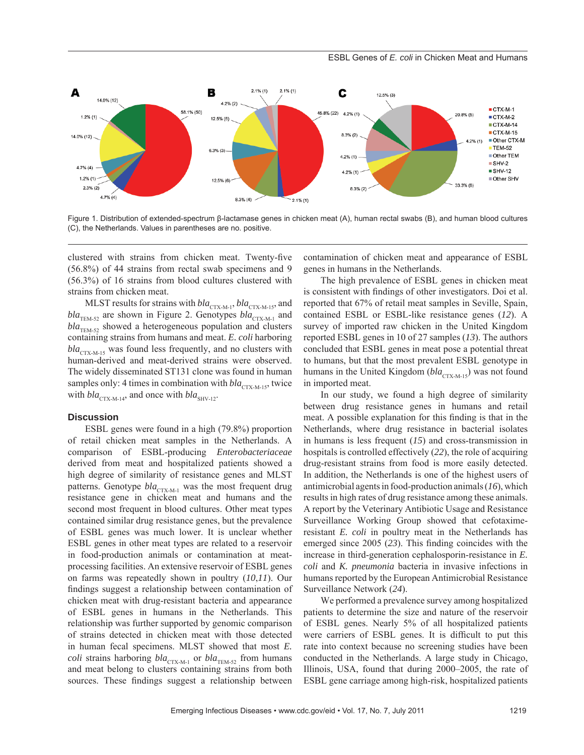A

14.0% (12)
58.1% (50)
1.2% (1)
14.0% (12)
4.7% (4)
1.2% (1)
2.3% (2)
4.7% (4)

B

2.1% (1)
2.1% (1)
4.2% (2)
12.5% (6)
45.8% (22)
6.3% (3)
12.5% (6)
8.3% (4)
2.1% (1)

C

12.5% (3)
4.2% (1)
20.8% (5)
8.3% (2)
4.2% (1)
4.2% (1)
4.2% (1)
8.3% (2)
33.3% (8)

CTX-M-1
CTX-M-2
CTX-M-14
CTX-M-15
Other CTX-M
TEM-52
Other TEM
SHV-2
SHV-12
Other SHV

Figure 1. Distribution of extended-spectrum β-lactamase genes in chicken meat (A), human rectal swabs (B), and human blood cultures (C), the Netherlands. Values in parentheses are no. positive.

clustered with strains from chicken meat. Twenty-five (56.8%) of 44 strains from rectal swab specimens and 9 (56.3%) of 16 strains from blood cultures clustered with strains from chicken meat.

MLST results for strains with $bla_{CTX-M-1}$, $bla_{CTX-M-15}$, and $bla_{TEM-52}$ are shown in Figure 2. Genotypes $bla_{CTX-M-1}$ and $bla_{TEM-52}$ showed a heterogeneous population and clusters containing strains from humans and meat. *E. coli* harboring $bla_{CTX-M-15}$ was found less frequently, and no clusters with human-derived and meat-derived strains were observed. The widely disseminated ST131 clone was found in human samples only: 4 times in combination with $bla_{CTX-M-15}$, twice with $bla_{CTX-M-14}$, and once with $bla_{SHV-12}$.

## Discussion

ESBL genes were found in a high (79.8%) proportion of retail chicken meat samples in the Netherlands. A comparison of ESBL-producing *Enterobacteriaceae* derived from meat and hospitalized patients showed a high degree of similarity of resistance genes and MLST patterns. Genotype $bla_{CTX-M-1}$ was the most frequent drug resistance gene in chicken meat and humans and the second most frequent in blood cultures. Other meat types contained similar drug resistance genes, but the prevalence of ESBL genes was much lower. It is unclear whether ESBL genes in other meat types are related to a reservoir in food-production animals or contamination at meat-processing facilities. An extensive reservoir of ESBL genes on farms was repeatedly shown in poultry (*10*,*11*). Our findings suggest a relationship between contamination of chicken meat with drug-resistant bacteria and appearance of ESBL genes in humans in the Netherlands. This relationship was further supported by genomic comparison of strains detected in chicken meat with those detected in human fecal specimens. MLST showed that most *E. coli* strains harboring $bla_{CTX-M-1}$ or $bla_{TEM-52}$ from humans and meat belong to clusters containing strains from both sources. These findings suggest a relationship between contamination of chicken meat and appearance of ESBL genes in humans in the Netherlands.

The high prevalence of ESBL genes in chicken meat is consistent with findings of other investigators. Doi et al. reported that 67% of retail meat samples in Seville, Spain, contained ESBL or ESBL-like resistance genes (*12*). A survey of imported raw chicken in the United Kingdom reported ESBL genes in 10 of 27 samples (*13*). The authors concluded that ESBL genes in meat pose a potential threat to humans, but that the most prevalent ESBL genotype in humans in the United Kingdom ($bla_{CTX-M-15}$) was not found in imported meat.

In our study, we found a high degree of similarity between drug resistance genes in humans and retail meat. A possible explanation for this finding is that in the Netherlands, where drug resistance in bacterial isolates in humans is less frequent (*15*) and cross-transmission in hospitals is controlled effectively (*22*), the role of acquiring drug-resistant strains from food is more easily detected. In addition, the Netherlands is one of the highest users of antimicrobial agents in food-production animals (*16*), which results in high rates of drug resistance among these animals. A report by the Veterinary Antibiotic Usage and Resistance Surveillance Working Group showed that cefotaxime-resistant *E. coli* in poultry meat in the Netherlands has emerged since 2005 (*23*). This finding coincides with the increase in third-generation cephalosporin-resistance in *E. coli* and *K. pneumonia* bacteria in invasive infections in humans reported by the European Antimicrobial Resistance Surveillance Network (*24*).

We performed a prevalence survey among hospitalized patients to determine the size and nature of the reservoir of ESBL genes. Nearly 5% of all hospitalized patients were carriers of ESBL genes. It is difficult to put this rate into context because no screening studies have been conducted in the Netherlands. A large study in Chicago, Illinois, USA, found that during 2000–2005, the rate of ESBL gene carriage among high-risk, hospitalized patients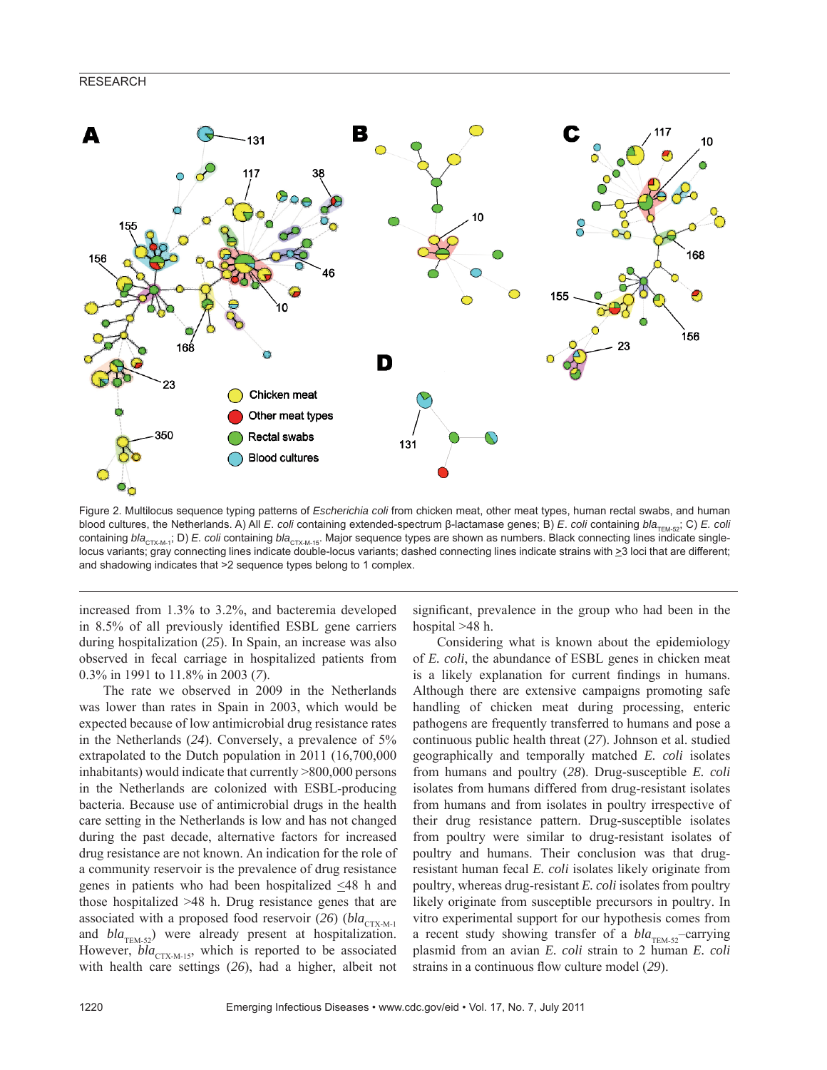A

131

117

38

155

156

46

10

168

23

350

B

10

C

117

10

168

155

156

23

D

131

Chicken meat

Other meat types

Rectal swabs

Blood cultures

Figure 2. Multilocus sequence typing patterns of *Escherichia coli* from chicken meat, other meat types, human rectal swabs, and human blood cultures, the Netherlands. A) All *E. coli* containing extended-spectrum β-lactamase genes; B) *E. coli* containing $bla_{TEM-52}$; C) *E. coli* containing $bla_{CTX-M-1}$; D) *E. coli* containing $bla_{CTX-M-15}$. Major sequence types are shown as numbers. Black connecting lines indicate single-locus variants; gray connecting lines indicate double-locus variants; dashed connecting lines indicate strains with ≥3 loci that are different; and shadowing indicates that >2 sequence types belong to 1 complex.

increased from 1.3% to 3.2%, and bacteremia developed in 8.5% of all previously identified ESBL gene carriers during hospitalization (*25*). In Spain, an increase was also observed in fecal carriage in hospitalized patients from 0.3% in 1991 to 11.8% in 2003 (*7*).

The rate we observed in 2009 in the Netherlands was lower than rates in Spain in 2003, which would be expected because of low antimicrobial drug resistance rates in the Netherlands (*24*). Conversely, a prevalence of 5% extrapolated to the Dutch population in 2011 (16,700,000 inhabitants) would indicate that currently >800,000 persons in the Netherlands are colonized with ESBL-producing bacteria. Because use of antimicrobial drugs in the health care setting in the Netherlands is low and has not changed during the past decade, alternative factors for increased drug resistance are not known. An indication for the role of a community reservoir is the prevalence of drug resistance genes in patients who had been hospitalized ≤48 h and those hospitalized >48 h. Drug resistance genes that are associated with a proposed food reservoir (*26*) ($bla_{CTX-M-1}$ and $bla_{TEM-52}$) were already present at hospitalization. However, $bla_{CTX-M-15}$, which is reported to be associated with health care settings (*26*), had a higher, albeit not significant, prevalence in the group who had been in the hospital >48 h.

Considering what is known about the epidemiology of *E. coli*, the abundance of ESBL genes in chicken meat is a likely explanation for current findings in humans. Although there are extensive campaigns promoting safe handling of chicken meat during processing, enteric pathogens are frequently transferred to humans and pose a continuous public health threat (*27*). Johnson et al. studied geographically and temporally matched *E. coli* isolates from humans and poultry (*28*). Drug-susceptible *E. coli* isolates from humans differed from drug-resistant isolates from humans and from isolates in poultry irrespective of their drug resistance pattern. Drug-susceptible isolates from poultry were similar to drug-resistant isolates of poultry and humans. Their conclusion was that drug-resistant human fecal *E. coli* isolates likely originate from poultry, whereas drug-resistant *E. coli* isolates from poultry likely originate from susceptible precursors in poultry. In vitro experimental support for our hypothesis comes from a recent study showing transfer of a $bla_{TEM-52}$–carrying plasmid from an avian *E. coli* strain to 2 human *E. coli* strains in a continuous flow culture model (*29*).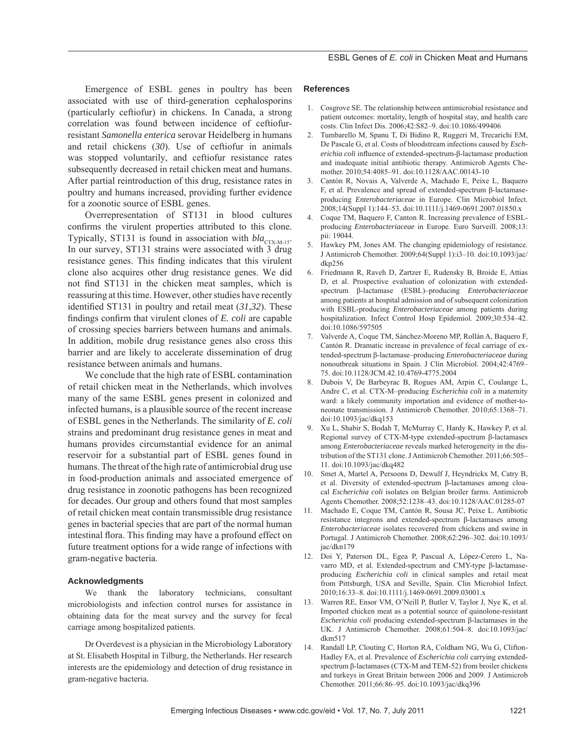Emergence of ESBL genes in poultry has been associated with use of third-generation cephalosporins (particularly ceftiofur) in chickens. In Canada, a strong correlation was found between incidence of ceftiofur-resistant *Samonella enterica* serovar Heidelberg in humans and retail chickens (*30*). Use of ceftiofur in animals was stopped voluntarily, and ceftiofur resistance rates subsequently decreased in retail chicken meat and humans. After partial reintroduction of this drug, resistance rates in poultry and humans increased, providing further evidence for a zoonotic source of ESBL genes.

Overrepresentation of ST131 in blood cultures confirms the virulent properties attributed to this clone. Typically, ST131 is found in association with $bla_{CTX-M-15}$. In our survey, ST131 strains were associated with 3 drug resistance genes. This finding indicates that this virulent clone also acquires other drug resistance genes. We did not find ST131 in the chicken meat samples, which is reassuring at this time. However, other studies have recently identified ST131 in poultry and retail meat (*31*,*32*). These findings confirm that virulent clones of *E. coli* are capable of crossing species barriers between humans and animals. In addition, mobile drug resistance genes also cross this barrier and are likely to accelerate dissemination of drug resistance between animals and humans.

We conclude that the high rate of ESBL contamination of retail chicken meat in the Netherlands, which involves many of the same ESBL genes present in colonized and infected humans, is a plausible source of the recent increase of ESBL genes in the Netherlands. The similarity of *E. coli* strains and predominant drug resistance genes in meat and humans provides circumstantial evidence for an animal reservoir for a substantial part of ESBL genes found in humans. The threat of the high rate of antimicrobial drug use in food-production animals and associated emergence of drug resistance in zoonotic pathogens has been recognized for decades. Our group and others found that most samples of retail chicken meat contain transmissible drug resistance genes in bacterial species that are part of the normal human intestinal flora. This finding may have a profound effect on future treatment options for a wide range of infections with gram-negative bacteria.

### Acknowledgments

We thank the laboratory technicians, consultant microbiologists and infection control nurses for assistance in obtaining data for the meat survey and the survey for fecal carriage among hospitalized patients.

Dr Overdevest is a physician in the Microbiology Laboratory at St. Elisabeth Hospital in Tilburg, the Netherlands. Her research interests are the epidemiology and detection of drug resistance in gram-negative bacteria.

### References

1. Cosgrove SE. The relationship between antimicrobial resistance and patient outcomes: mortality, length of hospital stay, and health care costs. Clin Infect Dis. 2006;42:S82–9. doi:10.1086/499406
2. Tumbarello M, Spanu T, Di Bidino R, Ruggeri M, Trecarichi EM, De Pascale G, et al. Costs of bloodstream infections caused by *Escherichia coli* influence of extended-spectrum-β-lactamase production and inadequate initial antibiotic therapy. Antimicrob Agents Chemother. 2010;54:4085–91. doi:10.1128/AAC.00143-10
3. Cantón R, Novais A, Valverde A, Machado E, Peixe L, Baquero F, et al. Prevalence and spread of extended-spectrum β-lactamase-producing *Enterobacteriaceae* in Europe. Clin Microbiol Infect. 2008;14(Suppl 1):144–53. doi:10.1111/j.1469-0691.2007.01850.x
4. Coque TM, Baquero F, Canton R. Increasing prevalence of ESBL-producing *Enterobacteriaceae* in Europe. Euro Surveill. 2008;13: pii: 19044.
5. Hawkey PM, Jones AM. The changing epidemiology of resistance. J Antimicrob Chemother. 2009;64(Suppl 1):i3–10. doi:10.1093/jac/dkp256
6. Friedmann R, Raveh D, Zartzer E, Rudensky B, Broide E, Attias D, et al. Prospective evaluation of colonization with extended-spectrum β-lactamase (ESBL)–producing *Enterobacteriaceae* among patients at hospital admission and of subsequent colonization with ESBL-producing *Enterobacteriaceae* among patients during hospitalization. Infect Control Hosp Epidemiol. 2009;30:534–42. doi:10.1086/597505
7. Valverde A, Coque TM, Sánchez-Moreno MP, Rollán A, Baquero F, Cantón R. Dramatic increase in prevalence of fecal carriage of extended-spectrum β-lactamase–producing *Enterobacteriaceae* during nonoutbreak situations in Spain. J Clin Microbiol. 2004;42:4769–75. doi:10.1128/JCM.42.10.4769-4775.2004
8. Dubois V, De Barbeyrac B, Rogues AM, Arpin C, Coulange L, Andre C, et al. CTX-M–producing *Escherichia coli* in a maternity ward: a likely community importation and evidence of mother-to-neonate transmission. J Antimicrob Chemother. 2010;65:1368–71. doi:10.1093/jac/dkq153
9. Xu L, Shabir S, Bodah T, McMurray C, Hardy K, Hawkey P, et al. Regional survey of CTX-M-type extended-spectrum β-lactamases among *Enterobacteriaceae* reveals marked heterogeneity in the distribution of the ST131 clone. J Antimicrob Chemother. 2011;66:505–11. doi:10.1093/jac/dkq482
10. Smet A, Martel A, Persoons D, Dewulf J, Heyndrickx M, Catry B, et al. Diversity of extended-spectrum β-lactamases among cloacal *Escherichia coli* isolates on Belgian broiler farms. Antimicrob Agents Chemother. 2008;52:1238–43. doi:10.1128/AAC.01285-07
11. Machado E, Coque TM, Cantón R, Sousa JC, Peixe L. Antibiotic resistance integrons and extended-spectrum β-lactamases among *Enterobacteriaceae* isolates recovered from chickens and swine in Portugal. J Antimicrob Chemother. 2008;62:296–302. doi:10.1093/jac/dkn179
12. Doi Y, Paterson DL, Egea P, Pascual A, López-Cerero L, Navarro MD, et al. Extended-spectrum and CMY-type β-lactamase-producing *Escherichia coli* in clinical samples and retail meat from Pittsburgh, USA and Seville, Spain. Clin Microbiol Infect. 2010;16:33–8. doi:10.1111/j.1469-0691.2009.03001.x
13. Warren RE, Ensor VM, O'Neill P, Butler V, Taylor J, Nye K, et al. Imported chicken meat as a potential source of quinolone-resistant *Escherichia coli* producing extended-spectrum β-lactamases in the UK. J Antimicrob Chemother. 2008;61:504–8. doi:10.1093/jac/dkm517
14. Randall LP, Clouting C, Horton RA, Coldham NG, Wu G, Clifton-Hadley FA, et al. Prevalence of *Escherichia coli* carrying extended-spectrum β-lactamases (CTX-M and TEM-52) from broiler chickens and turkeys in Great Britain between 2006 and 2009. J Antimicrob Chemother. 2011;66:86–95. doi:10.1093/jac/dkq396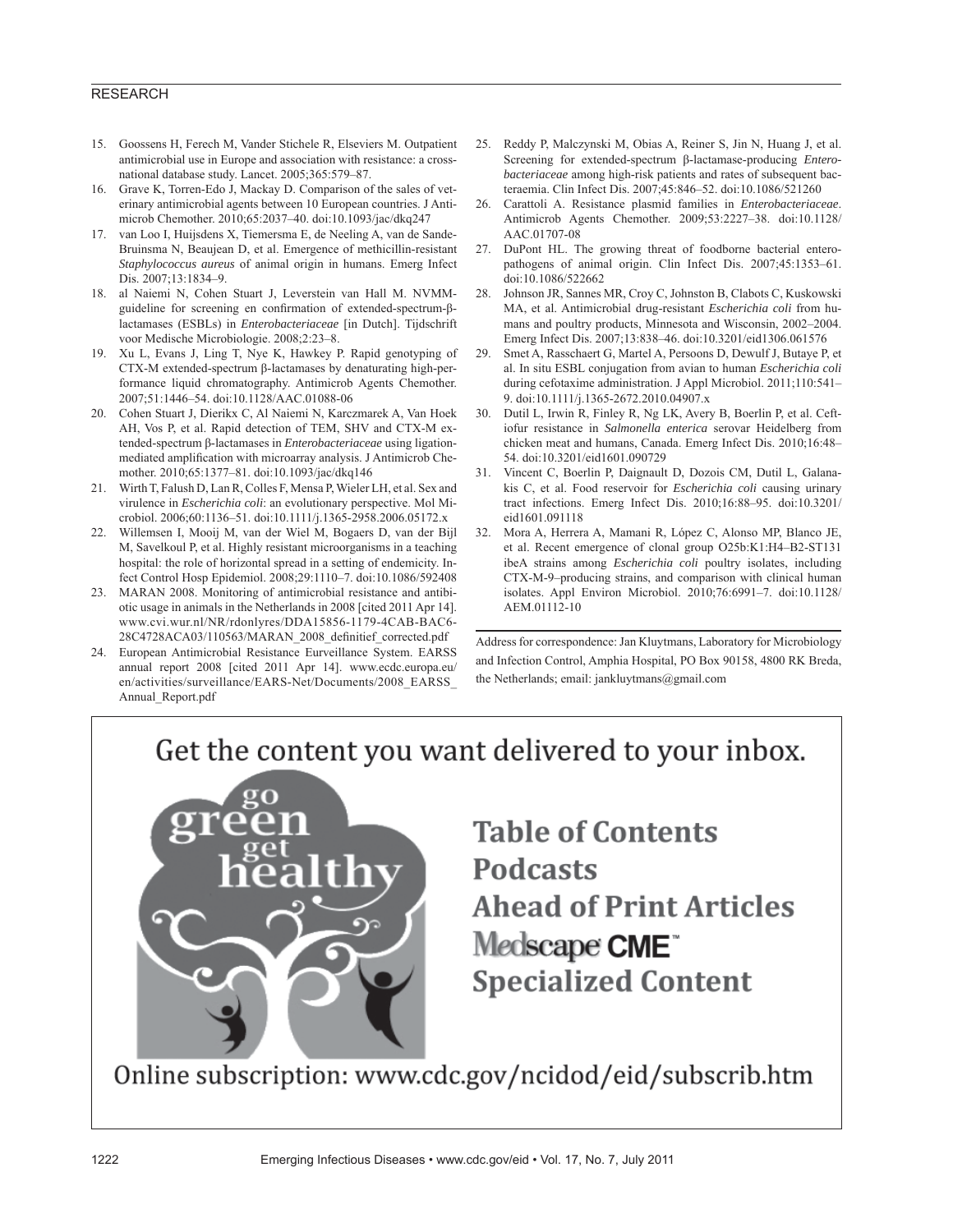15. Goossens H, Ferech M, Vander Stichele R, Elseviers M. Outpatient antimicrobial use in Europe and association with resistance: a cross-national database study. Lancet. 2005;365:579–87.
16. Grave K, Torren-Edo J, Mackay D. Comparison of the sales of veterinary antimicrobial agents between 10 European countries. J Antimicrob Chemother. 2010;65:2037–40. doi:10.1093/jac/dkq247
17. van Loo I, Huijsdens X, Tiemersma E, de Neeling A, van de Sande-Bruinsma N, Beaujean D, et al. Emergence of methicillin-resistant *Staphylococcus aureus* of animal origin in humans. Emerg Infect Dis. 2007;13:1834–9.
18. al Naiemi N, Cohen Stuart J, Leverstein van Hall M. NVMM-guideline for screening en confirmation of extended-spectrum-β-lactamases (ESBLs) in *Enterobacteriaceae* [in Dutch]. Tijdschrift voor Medische Microbiologie. 2008;2:23–8.
19. Xu L, Evans J, Ling T, Nye K, Hawkey P. Rapid genotyping of CTX-M extended-spectrum β-lactamases by denaturating high-performance liquid chromatography. Antimicrob Agents Chemother. 2007;51:1446–54. doi:10.1128/AAC.01088-06
20. Cohen Stuart J, Dierikx C, Al Naiemi N, Karczmarek A, Van Hoek AH, Vos P, et al. Rapid detection of TEM, SHV and CTX-M extended-spectrum β-lactamases in *Enterobacteriaceae* using ligation-mediated amplification with microarray analysis. J Antimicrob Chemother. 2010;65:1377–81. doi:10.1093/jac/dkq146
21. Wirth T, Falush D, Lan R, Colles F, Mensa P, Wieler LH, et al. Sex and virulence in *Escherichia coli*: an evolutionary perspective. Mol Microbiol. 2006;60:1136–51. doi:10.1111/j.1365-2958.2006.05172.x
22. Willemsen I, Mooij M, van der Wiel M, Bogaers D, van der Bijl M, Savelkoul P, et al. Highly resistant microorganisms in a teaching hospital: the role of horizontal spread in a setting of endemicity. Infect Control Hosp Epidemiol. 2008;29:1110–7. doi:10.1086/592408
23. MARAN 2008. Monitoring of antimicrobial resistance and antibiotic usage in animals in the Netherlands in 2008 [cited 2011 Apr 14]. www.cvi.wur.nl/NR/rdonlyres/DDA15856-1179-4CAB-BAC6-28C4728ACA03/110563/MARAN_2008_definitief_corrected.pdf
24. European Antimicrobial Resistance Eurveillance System. EARSS annual report 2008 [cited 2011 Apr 14]. www.ecdc.europa.eu/en/activities/surveillance/EARS-Net/Documents/2008_EARSS_Annual_Report.pdf
25. Reddy P, Malczynski M, Obias A, Reiner S, Jin N, Huang J, et al. Screening for extended-spectrum β-lactamase-producing *Enterobacteriaceae* among high-risk patients and rates of subsequent bacteraemia. Clin Infect Dis. 2007;45:846–52. doi:10.1086/521260
26. Carattoli A. Resistance plasmid families in *Enterobacteriaceae*. Antimicrob Agents Chemother. 2009;53:2227–38. doi:10.1128/AAC.01707-08
27. DuPont HL. The growing threat of foodborne bacterial enteropathogens of animal origin. Clin Infect Dis. 2007;45:1353–61. doi:10.1086/522662
28. Johnson JR, Sannes MR, Croy C, Johnston B, Clabots C, Kuskowski MA, et al. Antimicrobial drug-resistant *Escherichia coli* from humans and poultry products, Minnesota and Wisconsin, 2002–2004. Emerg Infect Dis. 2007;13:838–46. doi:10.3201/eid1306.061576
29. Smet A, Rasschaert G, Martel A, Persoons D, Dewulf J, Butaye P, et al. In situ ESBL conjugation from avian to human *Escherichia coli* during cefotaxime administration. J Appl Microbiol. 2011;110:541–9. doi:10.1111/j.1365-2672.2010.04907.x
30. Dutil L, Irwin R, Finley R, Ng LK, Avery B, Boerlin P, et al. Ceftiofur resistance in *Salmonella enterica* serovar Heidelberg from chicken meat and humans, Canada. Emerg Infect Dis. 2010;16:48–54. doi:10.3201/eid1601.090729
31. Vincent C, Boerlin P, Daignault D, Dozois CM, Dutil L, Galanakis C, et al. Food reservoir for *Escherichia coli* causing urinary tract infections. Emerg Infect Dis. 2010;16:88–95. doi:10.3201/eid1601.091118
32. Mora A, Herrera A, Mamani R, López C, Alonso MP, Blanco JE, et al. Recent emergence of clonal group O25b:K1:H4–B2-ST131 ibeA strains among *Escherichia coli* poultry isolates, including CTX-M-9–producing strains, and comparison with clinical human isolates. Appl Environ Microbiol. 2010;76:6991–7. doi:10.1128/AEM.01112-10

Address for correspondence: Jan Kluytmans, Laboratory for Microbiology and Infection Control, Amphia Hospital, PO Box 90158, 4800 RK Breda, the Netherlands; email: jankluytmans@gmail.com

Get the content you want delivered to your inbox.

go green get healthy

**Table of Contents**
**Podcasts**
**Ahead of Print Articles**
**Medscape CME™**
**Specialized Content**

Online subscription: www.cdc.gov/ncidod/eid/subscrib.htm